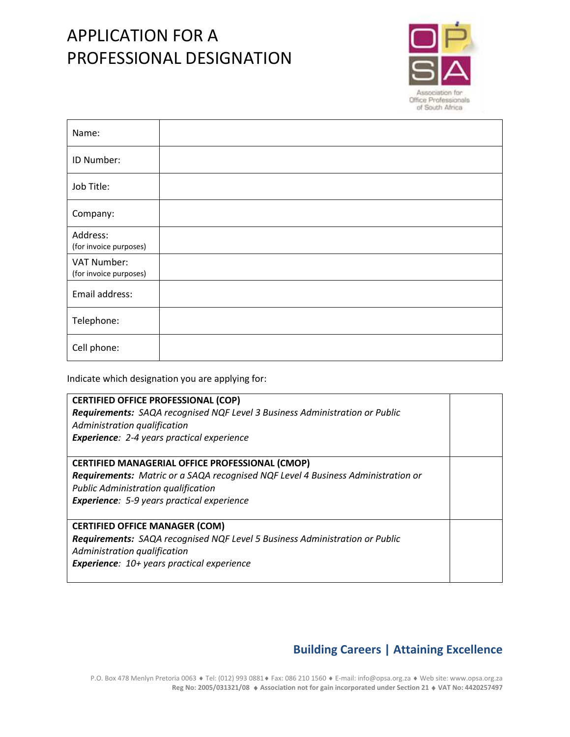# APPLICATION FOR A PROFESSIONAL DESIGNATION

| | |
|---|---|
| Name: | |
| ID Number: | |
| Job Title: | |
| Company: | |
| Address: (for invoice purposes) | |
| VAT Number: (for invoice purposes) | |
| Email address: | |
| Telephone: | |
| Cell phone: | |

Indicate which designation you are applying for:

| | |
|---|---|
| **CERTIFIED OFFICE PROFESSIONAL (COP)**<br>***Requirements:*** *SAQA recognised NQF Level 3 Business Administration or Public Administration qualification*<br>***Experience****: 2-4 years practical experience* | |
| **CERTIFIED MANAGERIAL OFFICE PROFESSIONAL (CMOP)**<br>***Requirements:*** *Matric or a SAQA recognised NQF Level 4 Business Administration or Public Administration qualification*<br>***Experience****: 5-9 years practical experience* | |
| **CERTIFIED OFFICE MANAGER (COM)**<br>***Requirements:*** *SAQA recognised NQF Level 5 Business Administration or Public Administration qualification*<br>***Experience****: 10+ years practical experience* | |

**Building Careers | Attaining Excellence**

P.O. Box 478 Menlyn Pretoria 0063 ♦ Tel: (012) 993 0881 ♦ Fax: 086 210 1560 ♦ E-mail: info@opsa.org.za ♦ Web site: www.opsa.org.za
**Reg No: 2005/031321/08 ♦ Association not for gain incorporated under Section 21 ♦ VAT No: 4420257497**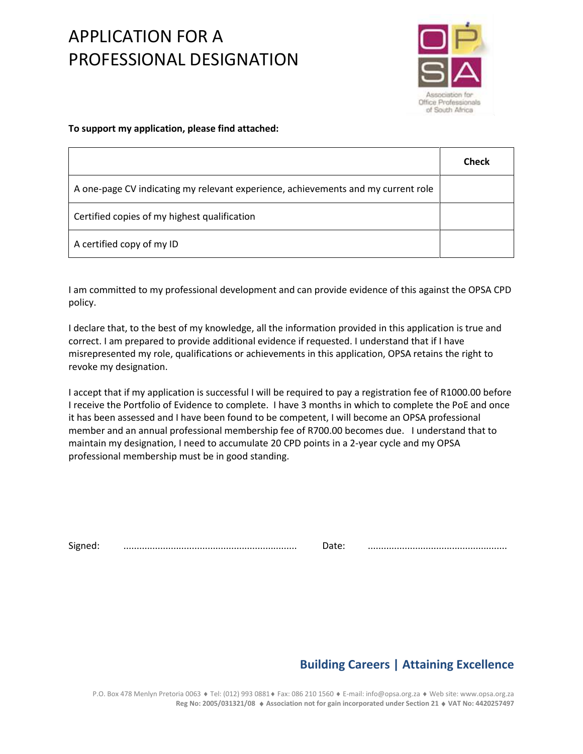# APPLICATION FOR A PROFESSIONAL DESIGNATION

**To support my application, please find attached:**

| | **Check** |
| --- | --- |
| A one-page CV indicating my relevant experience, achievements and my current role | |
| Certified copies of my highest qualification | |
| A certified copy of my ID | |

I am committed to my professional development and can provide evidence of this against the OPSA CPD policy.

I declare that, to the best of my knowledge, all the information provided in this application is true and correct. I am prepared to provide additional evidence if requested. I understand that if I have misrepresented my role, qualifications or achievements in this application, OPSA retains the right to revoke my designation.

I accept that if my application is successful I will be required to pay a registration fee of R1000.00 before I receive the Portfolio of Evidence to complete. I have 3 months in which to complete the PoE and once it has been assessed and I have been found to be competent, I will become an OPSA professional member and an annual professional membership fee of R700.00 becomes due. I understand that to maintain my designation, I need to accumulate 20 CPD points in a 2-year cycle and my OPSA professional membership must be in good standing.

Signed: ................................................................. Date: ....................................................

**Building Careers | Attaining Excellence**

P.O. Box 478 Menlyn Pretoria 0063 ♦ Tel: (012) 993 0881 ♦ Fax: 086 210 1560 ♦ E-mail: info@opsa.org.za ♦ Web site: www.opsa.org.za
**Reg No: 2005/031321/08 ♦ Association not for gain incorporated under Section 21 ♦ VAT No: 4420257497**